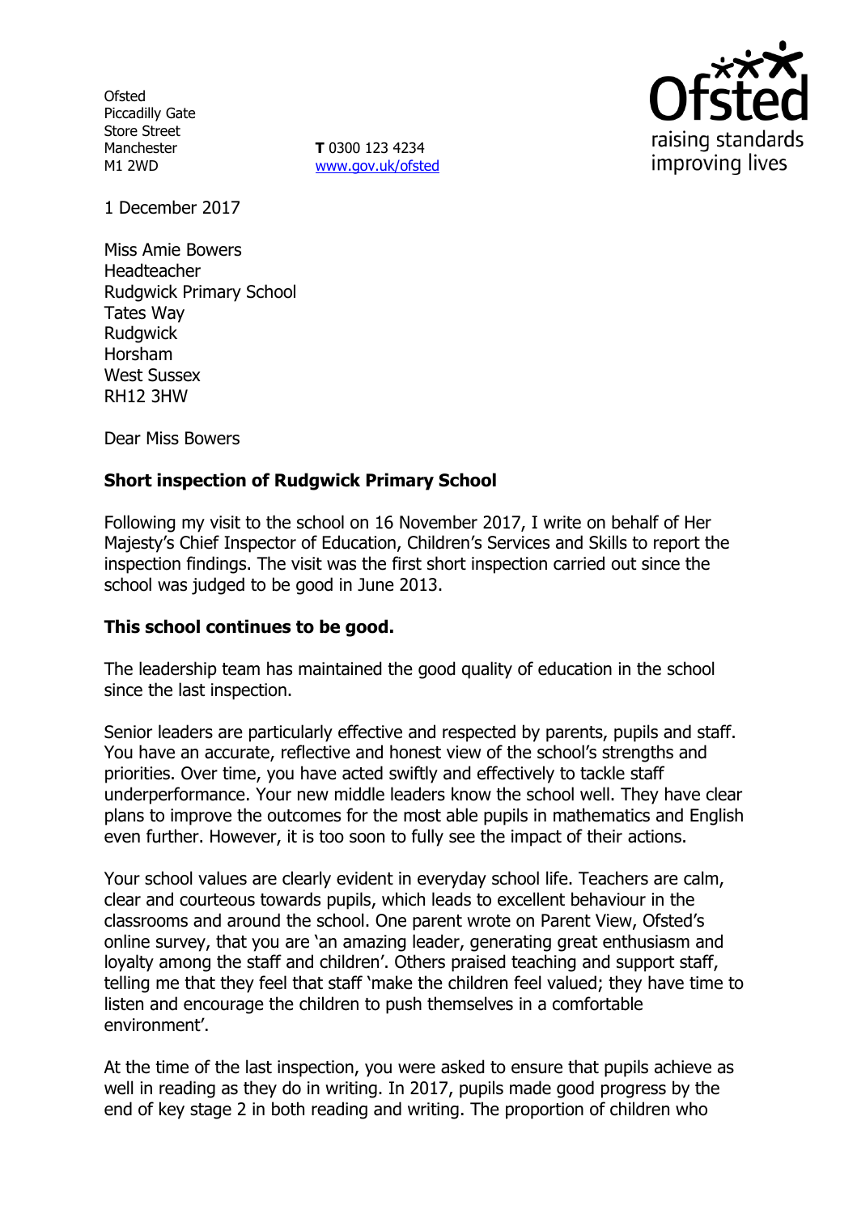Ofsted
Piccadilly Gate
Store Street
Manchester
M1 2WD

**T** 0300 123 4234
www.gov.uk/ofsted

1 December 2017

Miss Amie Bowers
Headteacher
Rudgwick Primary School
Tates Way
Rudgwick
Horsham
West Sussex
RH12 3HW

Dear Miss Bowers

**Short inspection of Rudgwick Primary School**

Following my visit to the school on 16 November 2017, I write on behalf of Her Majesty's Chief Inspector of Education, Children's Services and Skills to report the inspection findings. The visit was the first short inspection carried out since the school was judged to be good in June 2013.

**This school continues to be good.**

The leadership team has maintained the good quality of education in the school since the last inspection.

Senior leaders are particularly effective and respected by parents, pupils and staff. You have an accurate, reflective and honest view of the school's strengths and priorities. Over time, you have acted swiftly and effectively to tackle staff underperformance. Your new middle leaders know the school well. They have clear plans to improve the outcomes for the most able pupils in mathematics and English even further. However, it is too soon to fully see the impact of their actions.

Your school values are clearly evident in everyday school life. Teachers are calm, clear and courteous towards pupils, which leads to excellent behaviour in the classrooms and around the school. One parent wrote on Parent View, Ofsted's online survey, that you are 'an amazing leader, generating great enthusiasm and loyalty among the staff and children'. Others praised teaching and support staff, telling me that they feel that staff 'make the children feel valued; they have time to listen and encourage the children to push themselves in a comfortable environment'.

At the time of the last inspection, you were asked to ensure that pupils achieve as well in reading as they do in writing. In 2017, pupils made good progress by the end of key stage 2 in both reading and writing. The proportion of children who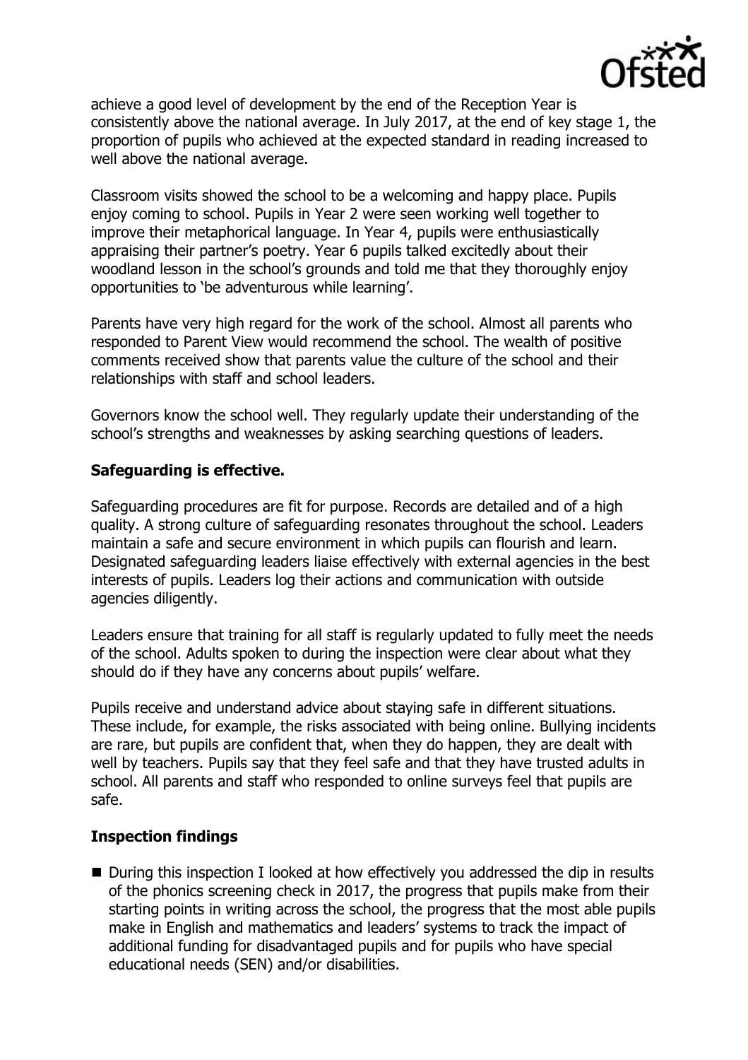achieve a good level of development by the end of the Reception Year is consistently above the national average. In July 2017, at the end of key stage 1, the proportion of pupils who achieved at the expected standard in reading increased to well above the national average.

Classroom visits showed the school to be a welcoming and happy place. Pupils enjoy coming to school. Pupils in Year 2 were seen working well together to improve their metaphorical language. In Year 4, pupils were enthusiastically appraising their partner's poetry. Year 6 pupils talked excitedly about their woodland lesson in the school's grounds and told me that they thoroughly enjoy opportunities to 'be adventurous while learning'.

Parents have very high regard for the work of the school. Almost all parents who responded to Parent View would recommend the school. The wealth of positive comments received show that parents value the culture of the school and their relationships with staff and school leaders.

Governors know the school well. They regularly update their understanding of the school's strengths and weaknesses by asking searching questions of leaders.

## Safeguarding is effective.

Safeguarding procedures are fit for purpose. Records are detailed and of a high quality. A strong culture of safeguarding resonates throughout the school. Leaders maintain a safe and secure environment in which pupils can flourish and learn. Designated safeguarding leaders liaise effectively with external agencies in the best interests of pupils. Leaders log their actions and communication with outside agencies diligently.

Leaders ensure that training for all staff is regularly updated to fully meet the needs of the school. Adults spoken to during the inspection were clear about what they should do if they have any concerns about pupils' welfare.

Pupils receive and understand advice about staying safe in different situations. These include, for example, the risks associated with being online. Bullying incidents are rare, but pupils are confident that, when they do happen, they are dealt with well by teachers. Pupils say that they feel safe and that they have trusted adults in school. All parents and staff who responded to online surveys feel that pupils are safe.

## Inspection findings

- During this inspection I looked at how effectively you addressed the dip in results of the phonics screening check in 2017, the progress that pupils make from their starting points in writing across the school, the progress that the most able pupils make in English and mathematics and leaders' systems to track the impact of additional funding for disadvantaged pupils and for pupils who have special educational needs (SEN) and/or disabilities.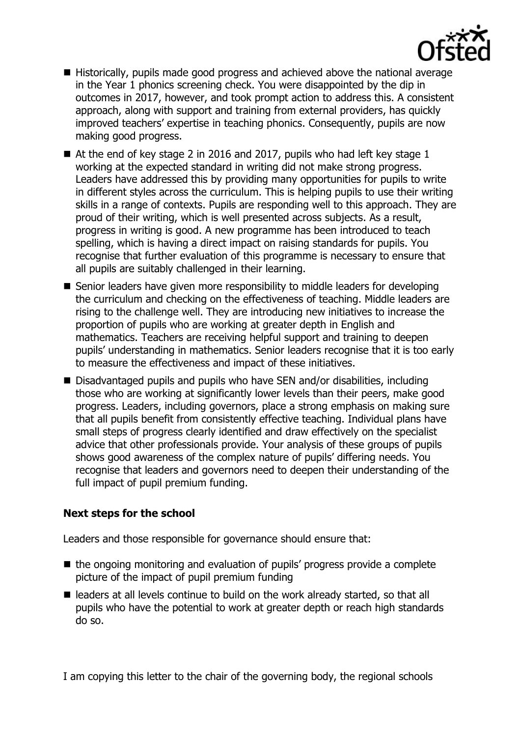- Historically, pupils made good progress and achieved above the national average in the Year 1 phonics screening check. You were disappointed by the dip in outcomes in 2017, however, and took prompt action to address this. A consistent approach, along with support and training from external providers, has quickly improved teachers' expertise in teaching phonics. Consequently, pupils are now making good progress.
- At the end of key stage 2 in 2016 and 2017, pupils who had left key stage 1 working at the expected standard in writing did not make strong progress. Leaders have addressed this by providing many opportunities for pupils to write in different styles across the curriculum. This is helping pupils to use their writing skills in a range of contexts. Pupils are responding well to this approach. They are proud of their writing, which is well presented across subjects. As a result, progress in writing is good. A new programme has been introduced to teach spelling, which is having a direct impact on raising standards for pupils. You recognise that further evaluation of this programme is necessary to ensure that all pupils are suitably challenged in their learning.
- Senior leaders have given more responsibility to middle leaders for developing the curriculum and checking on the effectiveness of teaching. Middle leaders are rising to the challenge well. They are introducing new initiatives to increase the proportion of pupils who are working at greater depth in English and mathematics. Teachers are receiving helpful support and training to deepen pupils' understanding in mathematics. Senior leaders recognise that it is too early to measure the effectiveness and impact of these initiatives.
- Disadvantaged pupils and pupils who have SEN and/or disabilities, including those who are working at significantly lower levels than their peers, make good progress. Leaders, including governors, place a strong emphasis on making sure that all pupils benefit from consistently effective teaching. Individual plans have small steps of progress clearly identified and draw effectively on the specialist advice that other professionals provide. Your analysis of these groups of pupils shows good awareness of the complex nature of pupils' differing needs. You recognise that leaders and governors need to deepen their understanding of the full impact of pupil premium funding.

### Next steps for the school

Leaders and those responsible for governance should ensure that:

- the ongoing monitoring and evaluation of pupils' progress provide a complete picture of the impact of pupil premium funding
- leaders at all levels continue to build on the work already started, so that all pupils who have the potential to work at greater depth or reach high standards do so.

I am copying this letter to the chair of the governing body, the regional schools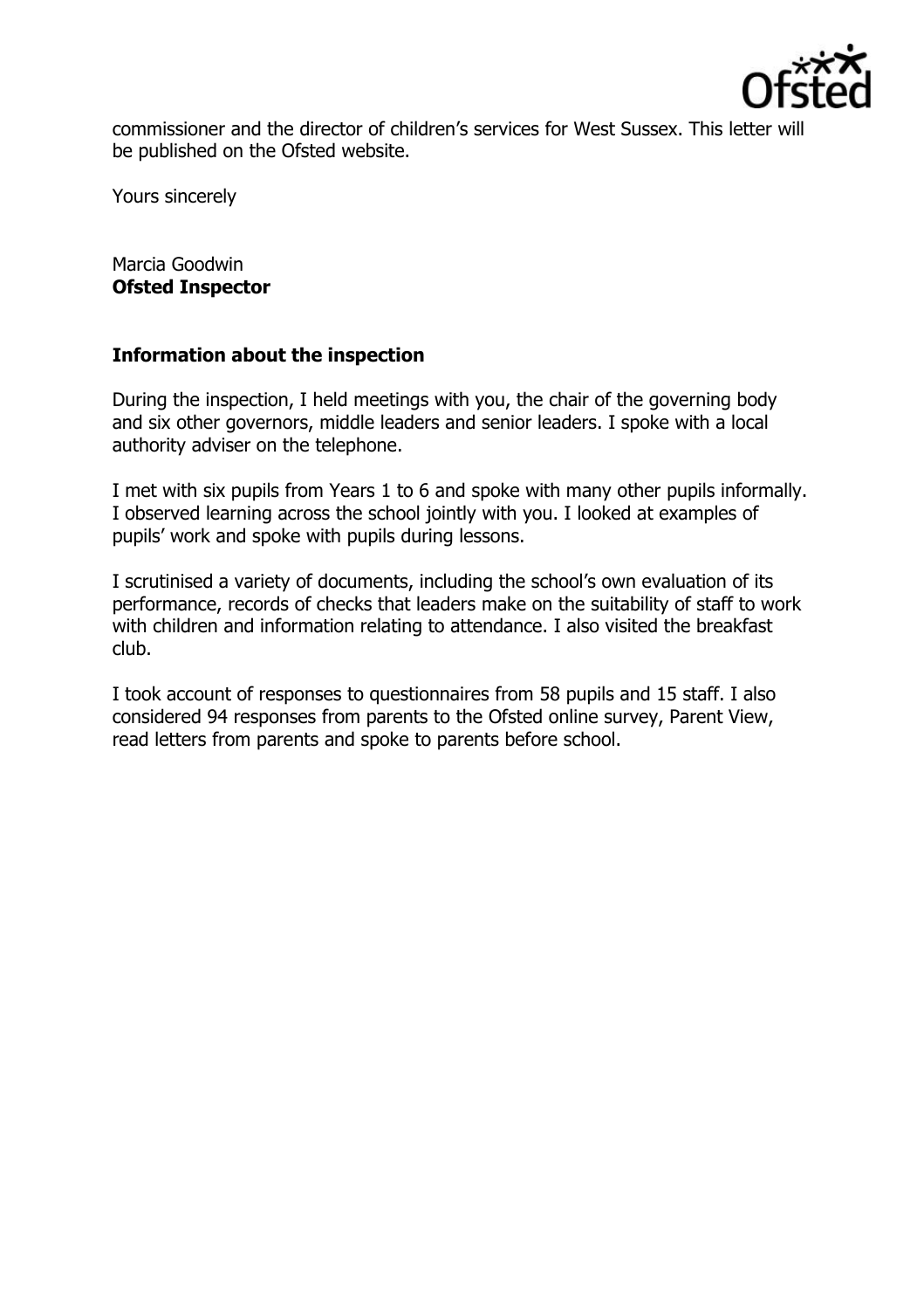commissioner and the director of children's services for West Sussex. This letter will be published on the Ofsted website.

Yours sincerely

Marcia Goodwin
**Ofsted Inspector**

## Information about the inspection

During the inspection, I held meetings with you, the chair of the governing body and six other governors, middle leaders and senior leaders. I spoke with a local authority adviser on the telephone.

I met with six pupils from Years 1 to 6 and spoke with many other pupils informally. I observed learning across the school jointly with you. I looked at examples of pupils' work and spoke with pupils during lessons.

I scrutinised a variety of documents, including the school's own evaluation of its performance, records of checks that leaders make on the suitability of staff to work with children and information relating to attendance. I also visited the breakfast club.

I took account of responses to questionnaires from 58 pupils and 15 staff. I also considered 94 responses from parents to the Ofsted online survey, Parent View, read letters from parents and spoke to parents before school.